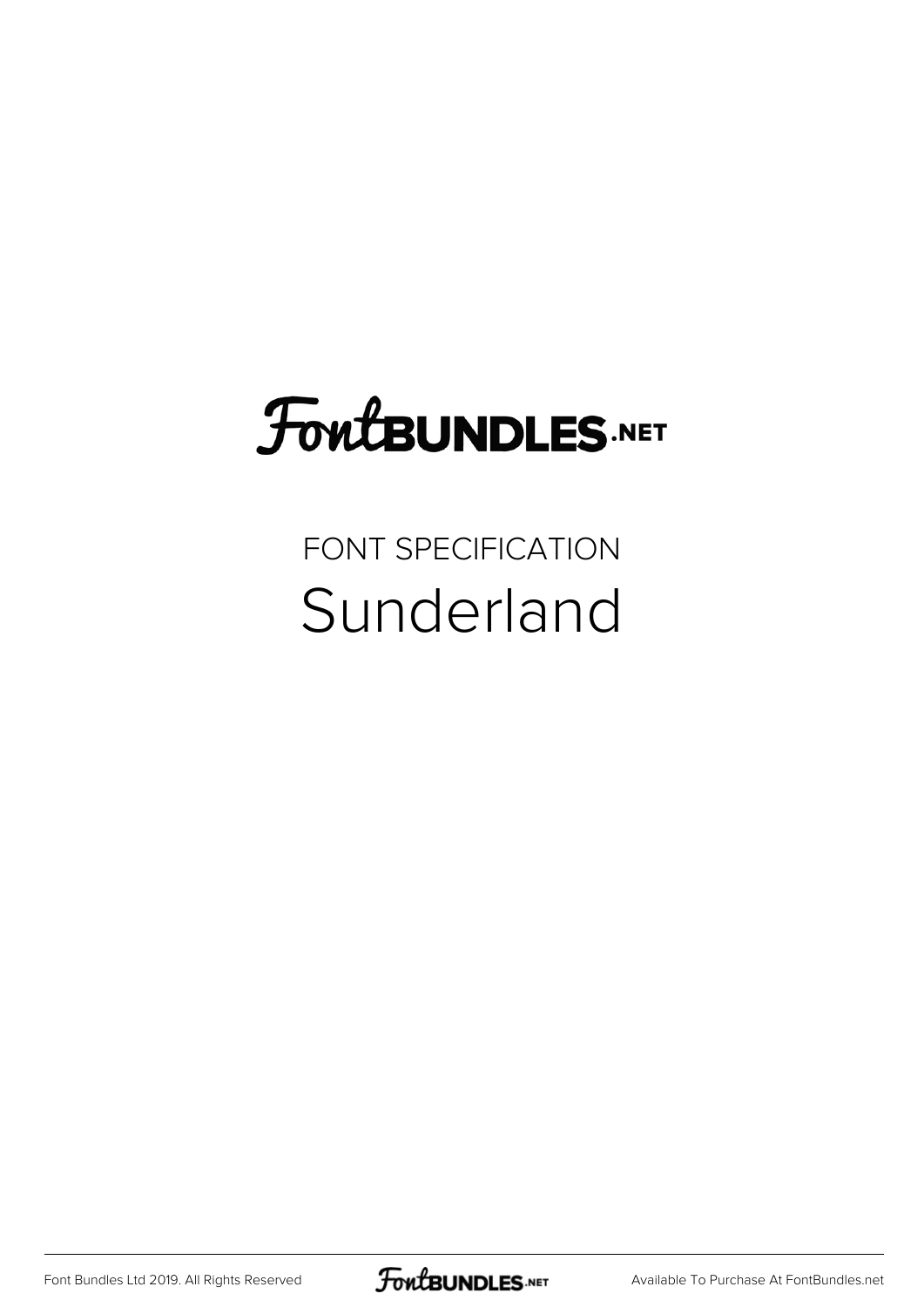FontBUNDLES.NET

FONT SPECIFICATION

# Sunderland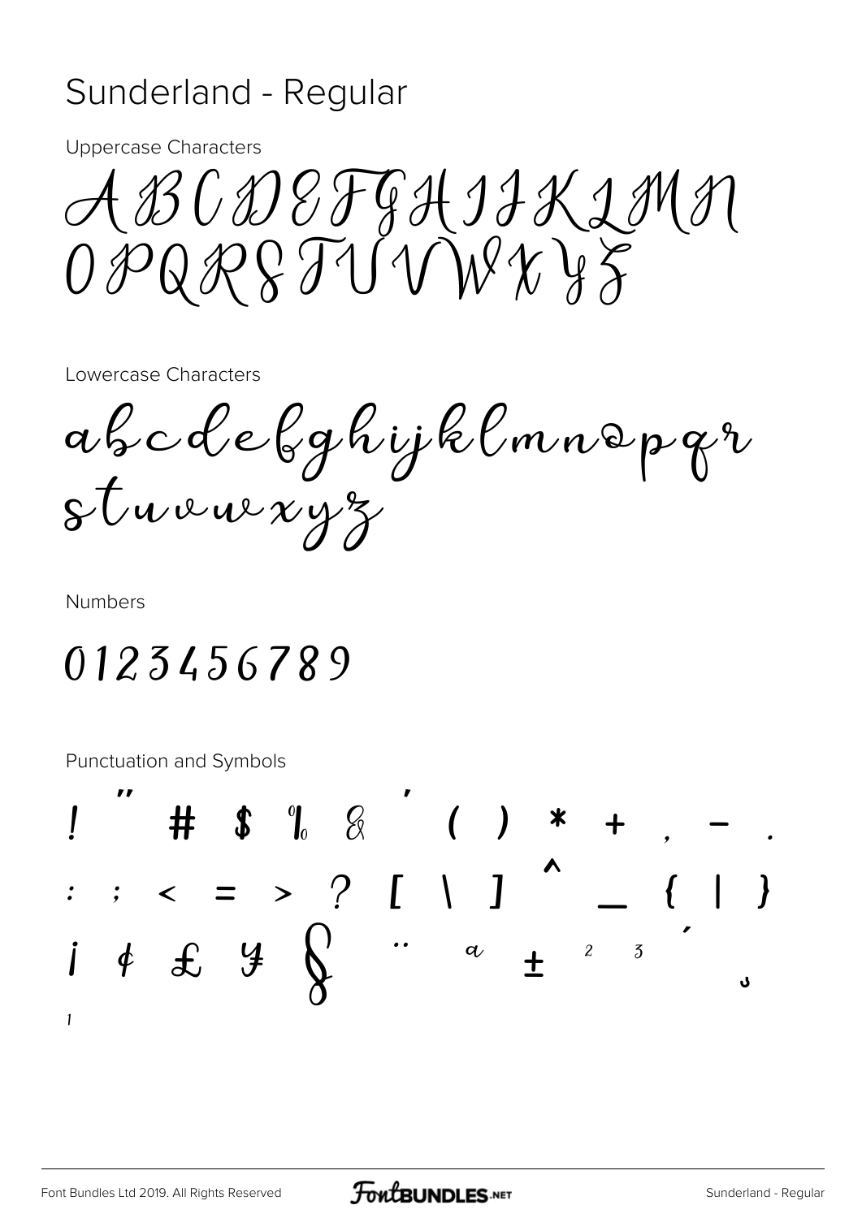# Sunderland - Regular

Uppercase Characters

ABCDEFGHIJKLMN
OPQRSTUVWXYZ

Lowercase Characters

abcdefghijklmnopqr
stuvwxyz

Numbers

0123456789

Punctuation and Symbols

! " # $ % & ' ( ) * + , - .
: ; < = > ? [ \ ] ^ _ { | }
¡ ¢ £ ¥ § ¨ ª ± ² ³ ´ ¸
¹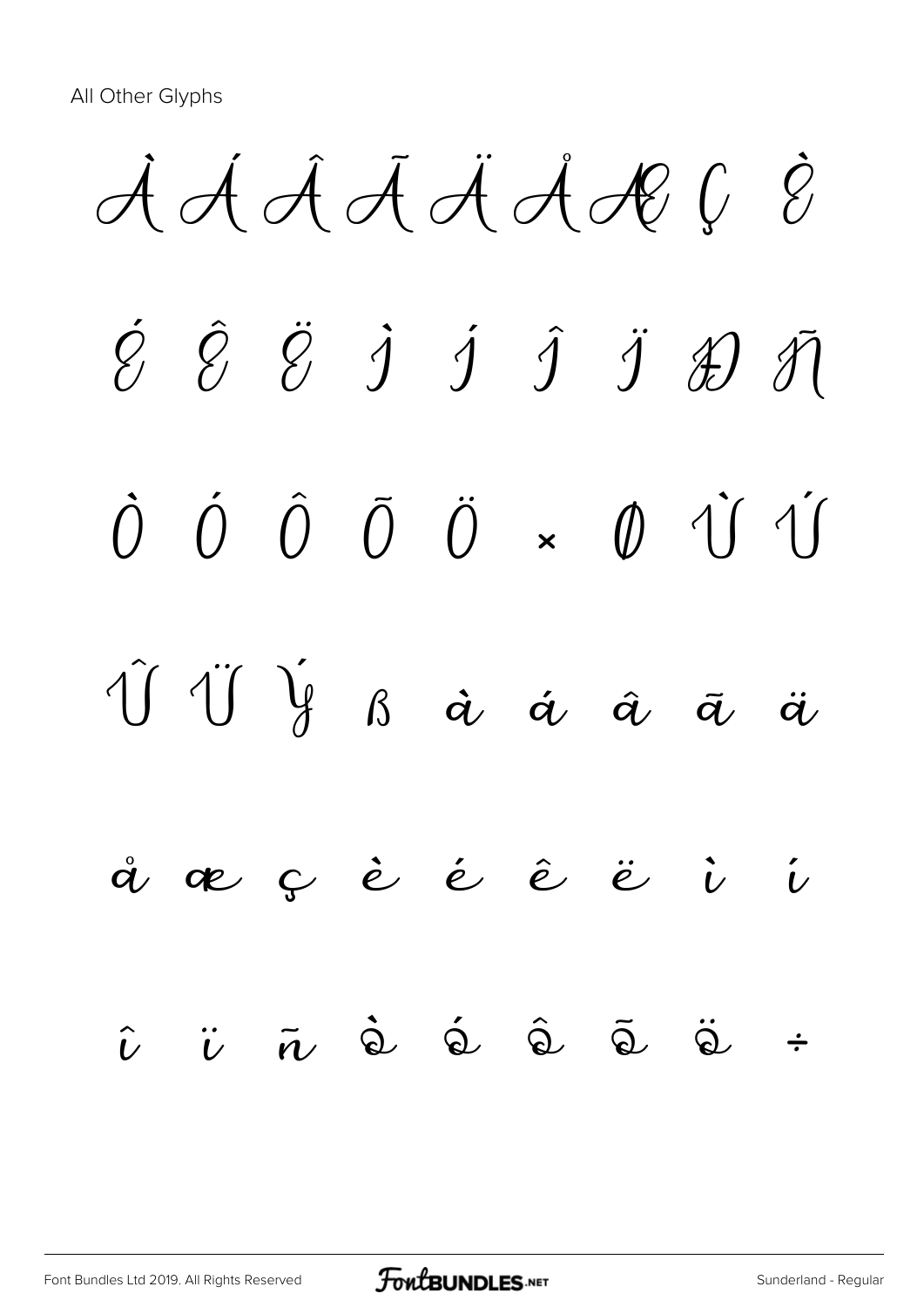All Other Glyphs

À Á Â Ã Ä Å Æ Ç È

É Ê Ë Ì Í Î Ï Ð Ñ

Ò Ó Ô Õ Ö × Ø Ù Ú

Û Ü Ý ß à á â ã ä

å æ ç è é ê ë ì í

î ï ñ ò ó ô õ ö ÷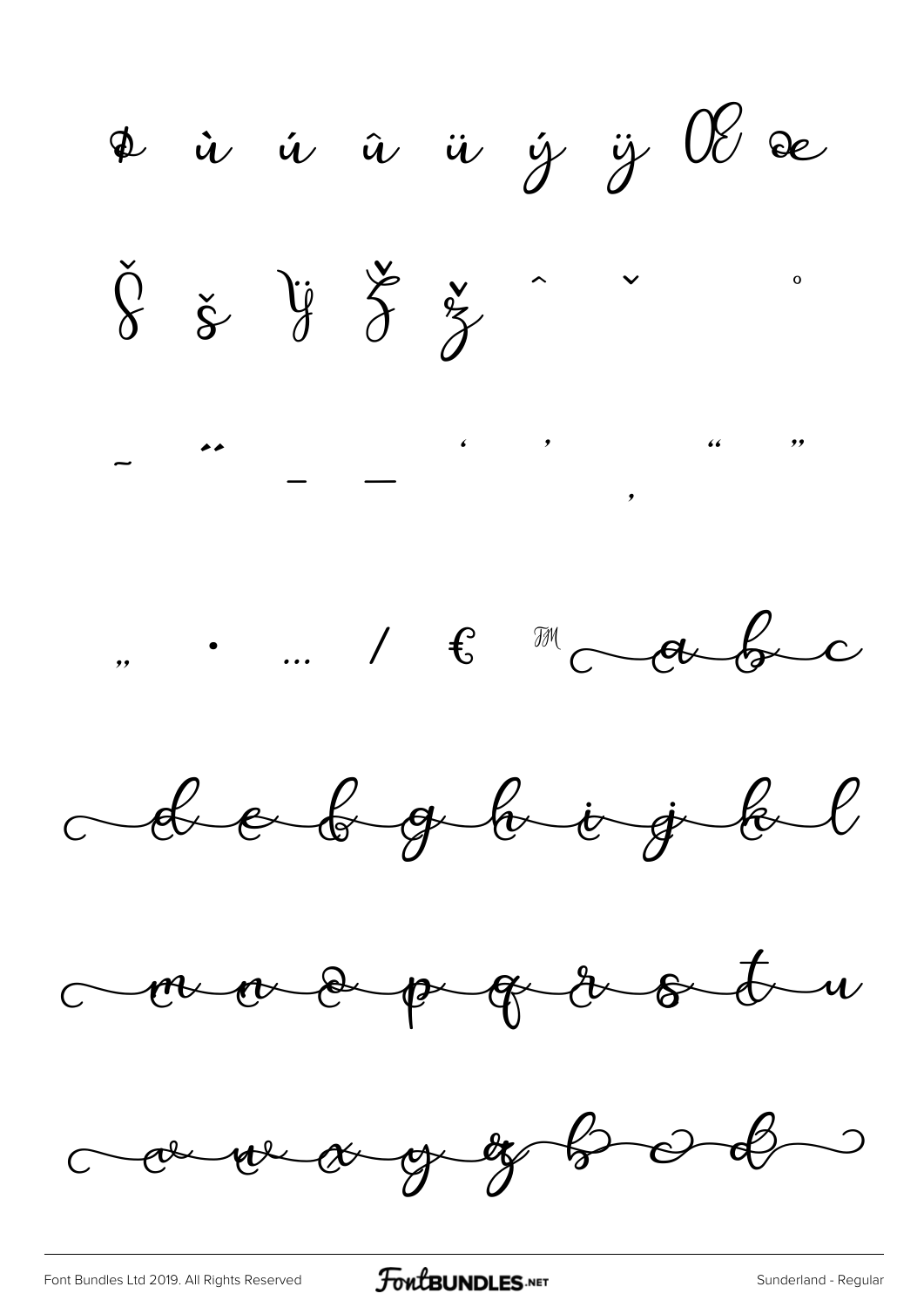þ ù ú û ü ý ÿ Œ œ

Š š Ÿ Ž ž ˆ ˇ ˚

˜ ˝ – — ‘ ’ ‚ “ ”

„ • … / € ™ a b c

d e f g h i j k l

m n o p q r s t u

v w x y z b o d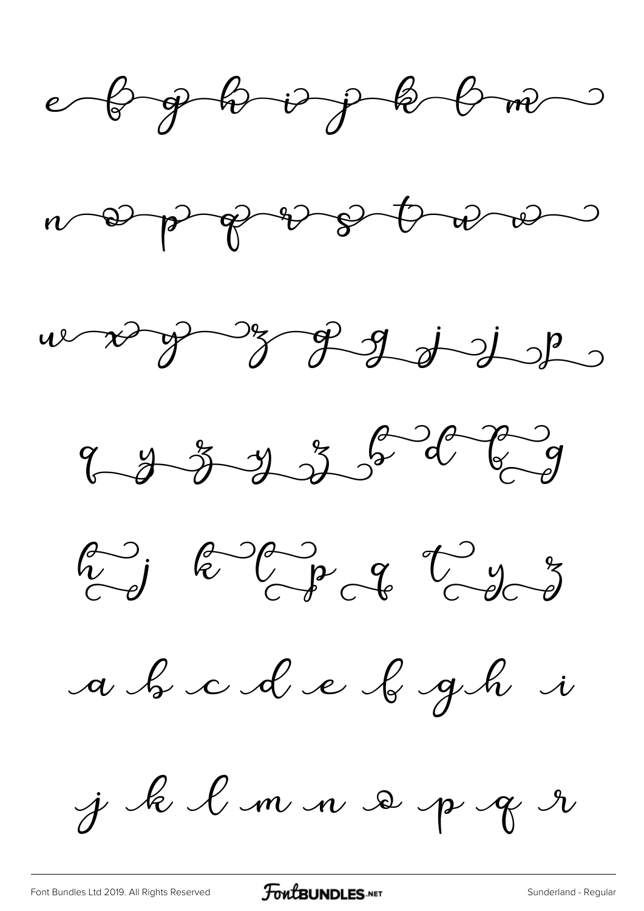e b g h i j k l m

n o p q r s t u v

w x y z g g j j p

q y z y z b d l g

h j k l p q t y z

a b c d e f g h i

j k l m n o p q r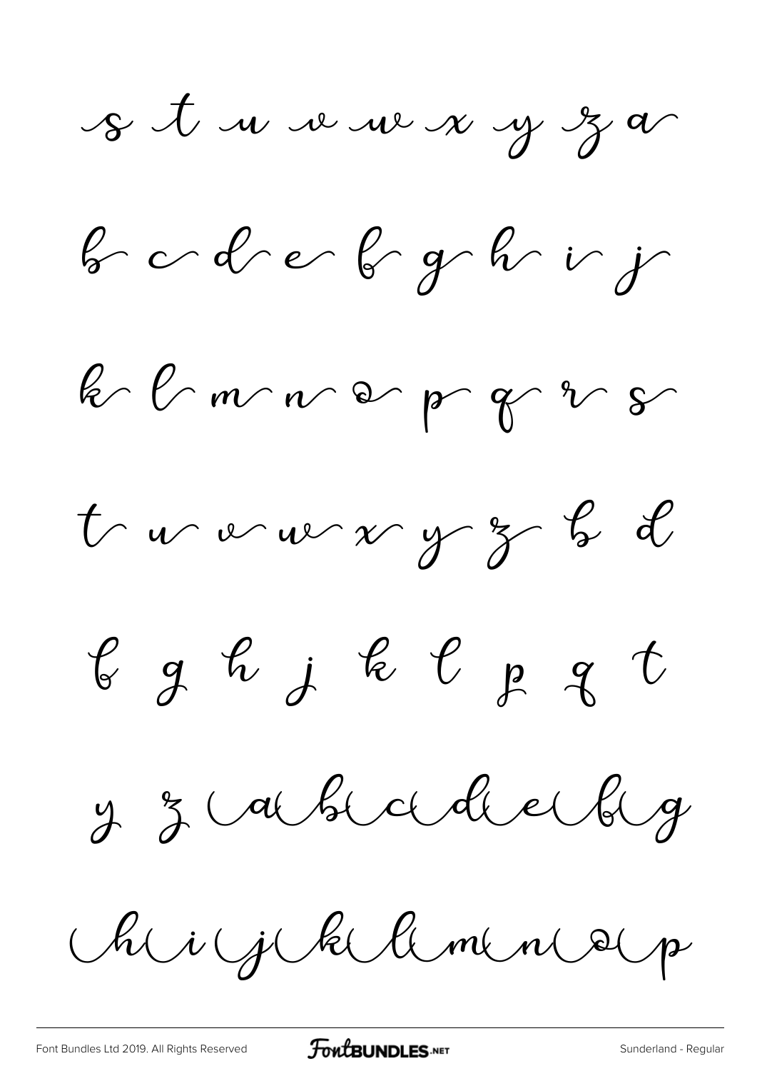s t u v w x y z a

b c d e f g h i j

k l m n o p q r s

t u v w x y z b d

f g h j k l p q t

y z (a (b (c (d (e (f (g

(h (i (j (k (l (m (n (o (p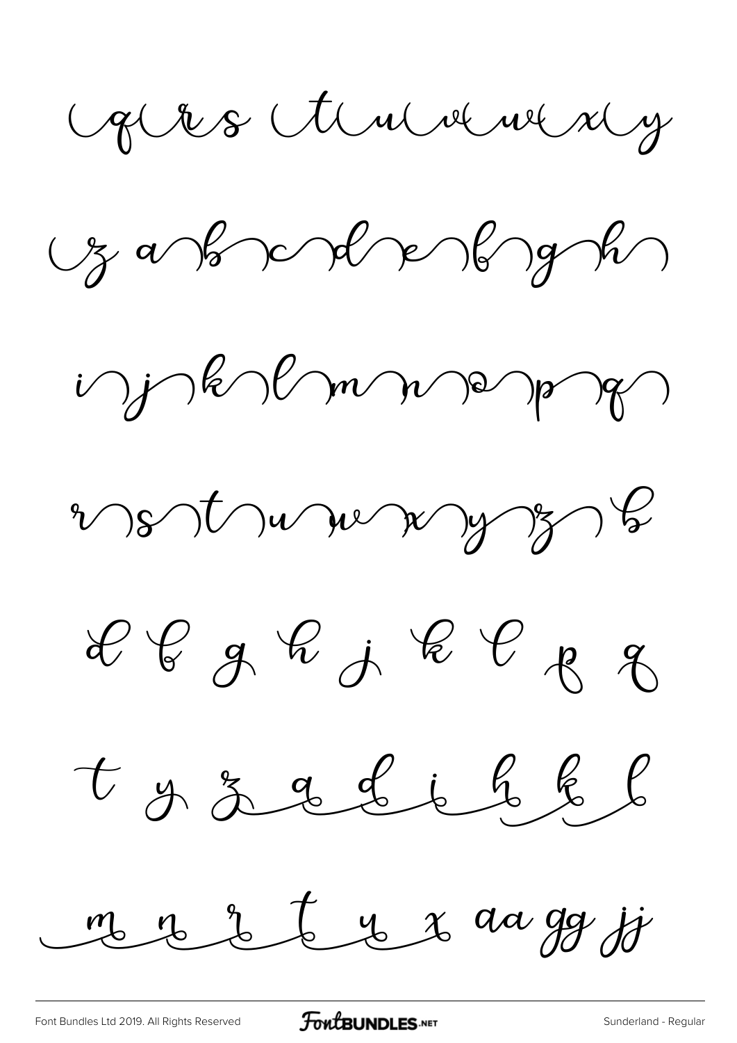(q(r s (t(u(v(w(x(y

(z a)b)c)d)e)f)g)h)

i)j)k)l)m)n)o)p)q)

r)s)t)u)v)w)x)y)z) b

d f g h j k l p q

t y z a d i h k l

m n r t u x aa gg jj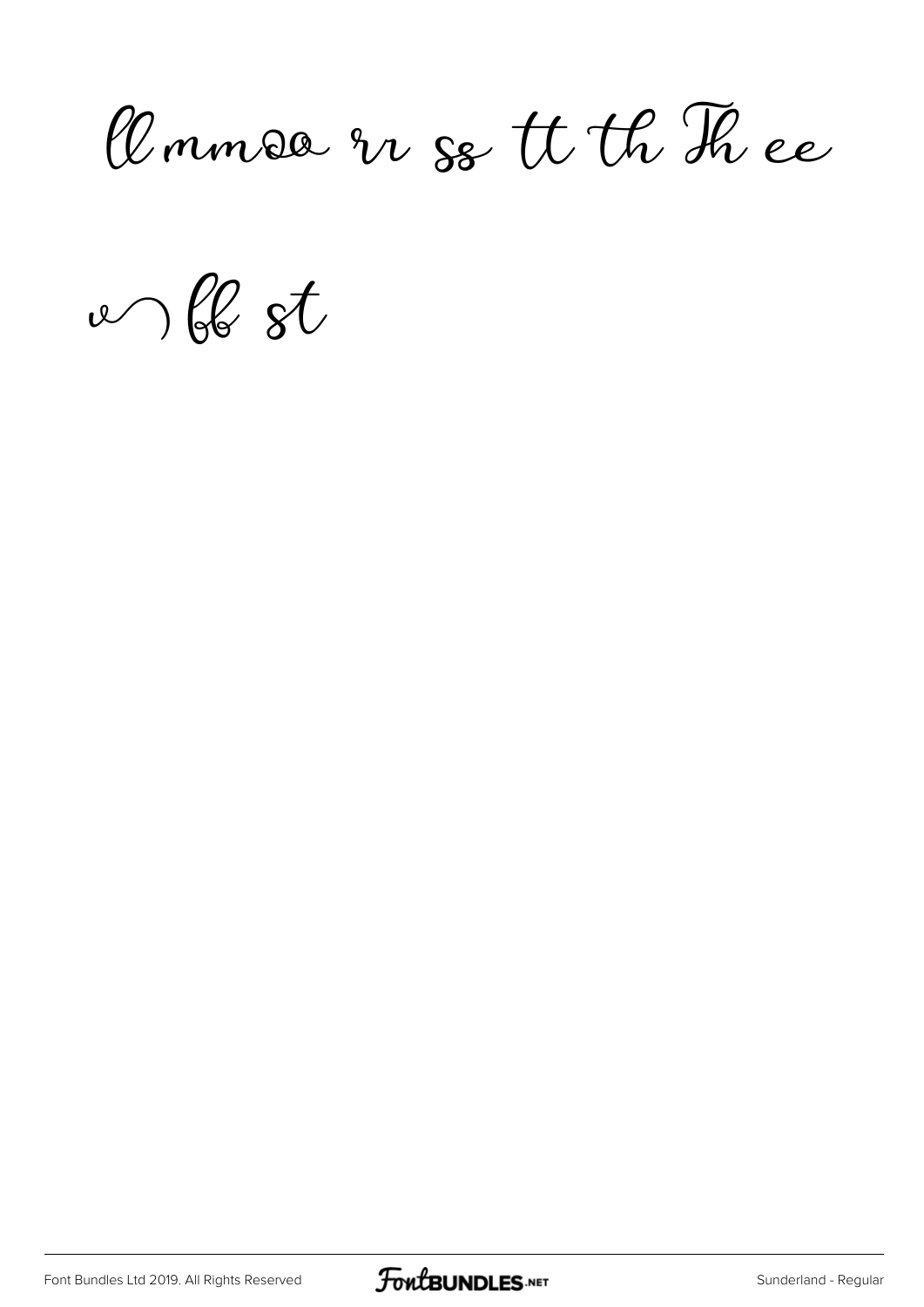ll mm oo rr ss tt th Th ee

v ) ff st